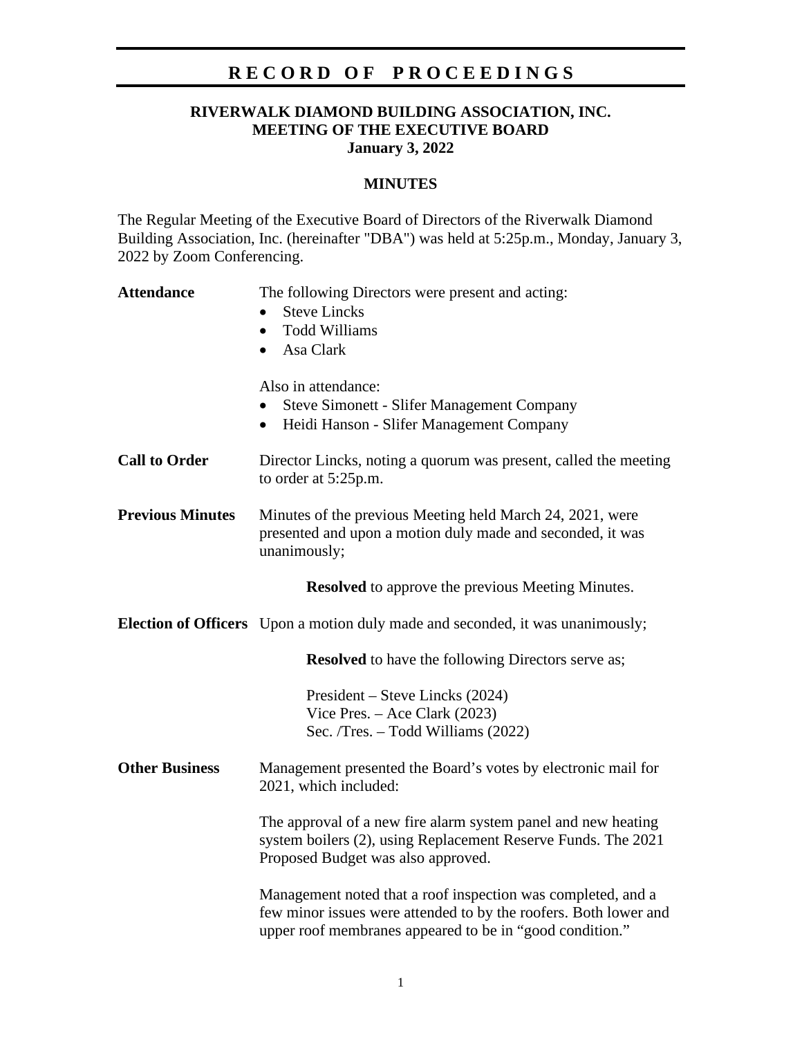# RECORD OF PROCEEDINGS

**RIVERWALK DIAMOND BUILDING ASSOCIATION, INC.**
**MEETING OF THE EXECUTIVE BOARD**
**January 3, 2022**

## MINUTES

The Regular Meeting of the Executive Board of Directors of the Riverwalk Diamond Building Association, Inc. (hereinafter "DBA") was held at 5:25p.m., Monday, January 3, 2022 by Zoom Conferencing.

**Attendance**

The following Directors were present and acting:

- Steve Lincks
- Todd Williams
- Asa Clark

Also in attendance:

- Steve Simonett - Slifer Management Company
- Heidi Hanson - Slifer Management Company

**Call to Order**

Director Lincks, noting a quorum was present, called the meeting to order at 5:25p.m.

**Previous Minutes**

Minutes of the previous Meeting held March 24, 2021, were presented and upon a motion duly made and seconded, it was unanimously;

**Resolved** to approve the previous Meeting Minutes.

**Election of Officers**

Upon a motion duly made and seconded, it was unanimously;

**Resolved** to have the following Directors serve as;

President – Steve Lincks (2024)
Vice Pres. – Ace Clark (2023)
Sec. /Tres. – Todd Williams (2022)

**Other Business**

Management presented the Board's votes by electronic mail for 2021, which included:

The approval of a new fire alarm system panel and new heating system boilers (2), using Replacement Reserve Funds. The 2021 Proposed Budget was also approved.

Management noted that a roof inspection was completed, and a few minor issues were attended to by the roofers. Both lower and upper roof membranes appeared to be in "good condition."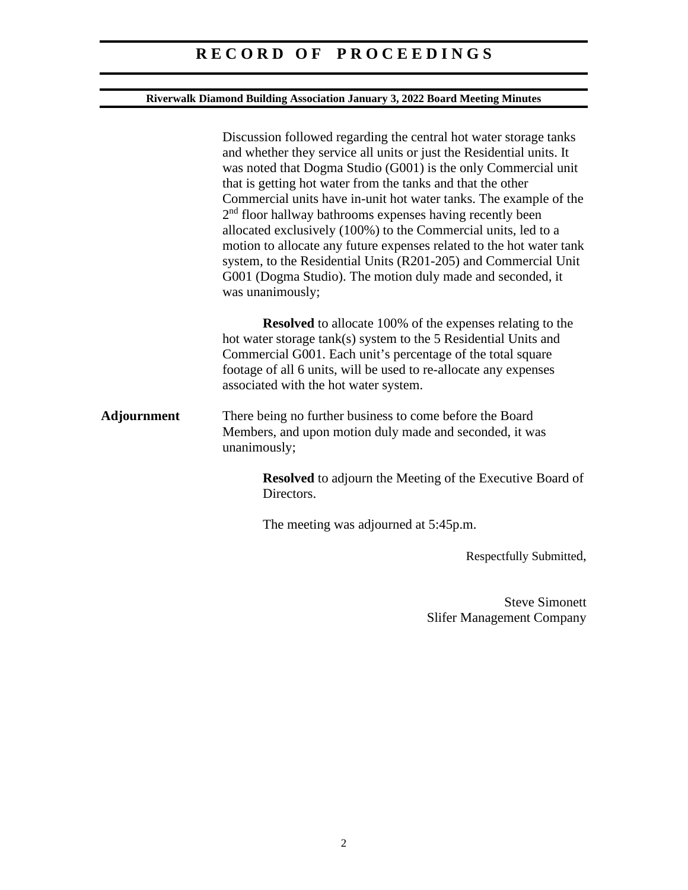Discussion followed regarding the central hot water storage tanks and whether they service all units or just the Residential units. It was noted that Dogma Studio (G001) is the only Commercial unit that is getting hot water from the tanks and that the other Commercial units have in-unit hot water tanks. The example of the 2nd floor hallway bathrooms expenses having recently been allocated exclusively (100%) to the Commercial units, led to a motion to allocate any future expenses related to the hot water tank system, to the Residential Units (R201-205) and Commercial Unit G001 (Dogma Studio). The motion duly made and seconded, it was unanimously;

**Resolved** to allocate 100% of the expenses relating to the hot water storage tank(s) system to the 5 Residential Units and Commercial G001. Each unit's percentage of the total square footage of all 6 units, will be used to re-allocate any expenses associated with the hot water system.

**Adjournment**

There being no further business to come before the Board Members, and upon motion duly made and seconded, it was unanimously;

**Resolved** to adjourn the Meeting of the Executive Board of Directors.

The meeting was adjourned at 5:45p.m.

Respectfully Submitted,

Steve Simonett
Slifer Management Company